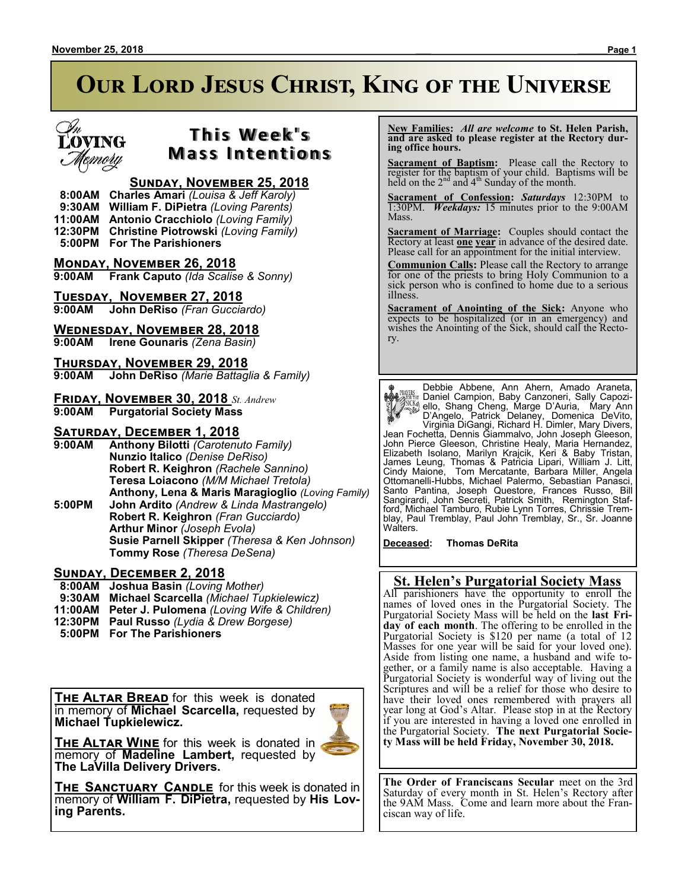# Our Lord Jesus Christ, King of the Universe

In Loving Memory

## This Week's Mass Intentions

### Sunday, November 25, 2018

8:00AM **Charles Amari** *(Louisa & Jeff Karoly)*
9:30AM **William F. DiPietra** *(Loving Parents)*
11:00AM **Antonio Cracchiolo** *(Loving Family)*
12:30PM **Christine Piotrowski** *(Loving Family)*
5:00PM **For The Parishioners**

### Monday, November 26, 2018

**9:00AM** **Frank Caputo** *(Ida Scalise & Sonny)*

### Tuesday, November 27, 2018

**9:00AM** **John DeRiso** *(Fran Gucciardo)*

### Wednesday, November 28, 2018

**9:00AM** **Irene Gounaris** *(Zena Basin)*

### Thursday, November 29, 2018

**9:00AM** **John DeRiso** *(Marie Battaglia & Family)*

### Friday, November 30, 2018 *St. Andrew*

**9:00AM** **Purgatorial Society Mass**

### Saturday, December 1, 2018

**9:00AM** **Anthony Bilotti** *(Carotenuto Family)*
**Nunzio Italico** *(Denise DeRiso)*
**Robert R. Keighron** *(Rachele Sannino)*
**Teresa Loiacono** *(M/M Michael Tretola)*
**Anthony, Lena & Maris Maragioglio** *(Loving Family)*

**5:00PM** **John Ardito** *(Andrew & Linda Mastrangelo)*
**Robert R. Keighron** *(Fran Gucciardo)*
**Arthur Minor** *(Joseph Evola)*
**Susie Parnell Skipper** *(Theresa & Ken Johnson)*
**Tommy Rose** *(Theresa DeSena)*

### Sunday, December 2, 2018

8:00AM **Joshua Basin** *(Loving Mother)*
9:30AM **Michael Scarcella** *(Michael Tupkielewicz)*
11:00AM **Peter J. Pulomena** *(Loving Wife & Children)*
12:30PM **Paul Russo** *(Lydia & Drew Borgese)*
5:00PM **For The Parishioners**

**The Altar Bread** for this week is donated in memory of **Michael Scarcella,** requested by **Michael Tupkielewicz.**

**The Altar Wine** for this week is donated in memory of **Madeline Lambert,** requested by **The LaVilla Delivery Drivers.**

**The Sanctuary Candle** for this week is donated in memory of **William F. DiPietra,** requested by **His Loving Parents.**

**New Families:** *All are welcome* **to St. Helen Parish, and are asked to please register at the Rectory during office hours.**

**Sacrament of Baptism:** Please call the Rectory to register for the baptism of your child. Baptisms will be held on the 2nd and 4th Sunday of the month.

**Sacrament of Confession:** *Saturdays* 12:30PM to 1:30PM. *Weekdays:* 15 minutes prior to the 9:00AM Mass.

**Sacrament of Marriage:** Couples should contact the Rectory at least **one year** in advance of the desired date. Please call for an appointment for the initial interview.

**Communion Calls:** Please call the Rectory to arrange for one of the priests to bring Holy Communion to a sick person who is confined to home due to a serious illness.

**Sacrament of Anointing of the Sick:** Anyone who expects to be hospitalized (or in an emergency) and wishes the Anointing of the Sick, should call the Rectory.

Prayers for the Sick

Debbie Abbene, Ann Ahern, Amado Araneta, Daniel Campion, Baby Canzoneri, Sally Capoziello, Shang Cheng, Marge D'Auria, Mary Ann D'Angelo, Patrick Delaney, Domenica DeVito, Virginia DiGangi, Richard H. Dimler, Mary Divers, Jean Fochetta, Dennis Giammalvo, John Joseph Gleeson, John Pierce Gleeson, Christine Healy, Maria Hernandez, Elizabeth Isolano, Marilyn Krajcik, Keri & Baby Tristan, James Leung, Thomas & Patricia Lipari, William J. Litt, Cindy Maione, Tom Mercatante, Barbara Miller, Angela Ottomanelli-Hubbs, Michael Palermo, Sebastian Panasci, Santo Pantina, Joseph Questore, Frances Russo, Bill Sangirardi, John Secreti, Patrick Smith, Remington Stafford, Michael Tamburo, Rubie Lynn Torres, Chrissie Tremblay, Paul Tremblay, Paul John Tremblay, Sr., Sr. Joanne Walters.

**Deceased:** **Thomas DeRita**

## St. Helen's Purgatorial Society Mass

All parishioners have the opportunity to enroll the names of loved ones in the Purgatorial Society. The Purgatorial Society Mass will be held on the **last Friday of each month**. The offering to be enrolled in the Purgatorial Society is $120 per name (a total of 12 Masses for one year will be said for your loved one). Aside from listing one name, a husband and wife together, or a family name is also acceptable. Having a Purgatorial Society is wonderful way of living out the Scriptures and will be a relief for those who desire to have their loved ones remembered with prayers all year long at God's Altar. Please stop in at the Rectory if you are interested in having a loved one enrolled in the Purgatorial Society. **The next Purgatorial Society Mass will be held Friday, November 30, 2018.**

**The Order of Franciscans Secular** meet on the 3rd Saturday of every month in St. Helen's Rectory after the 9AM Mass. Come and learn more about the Franciscan way of life.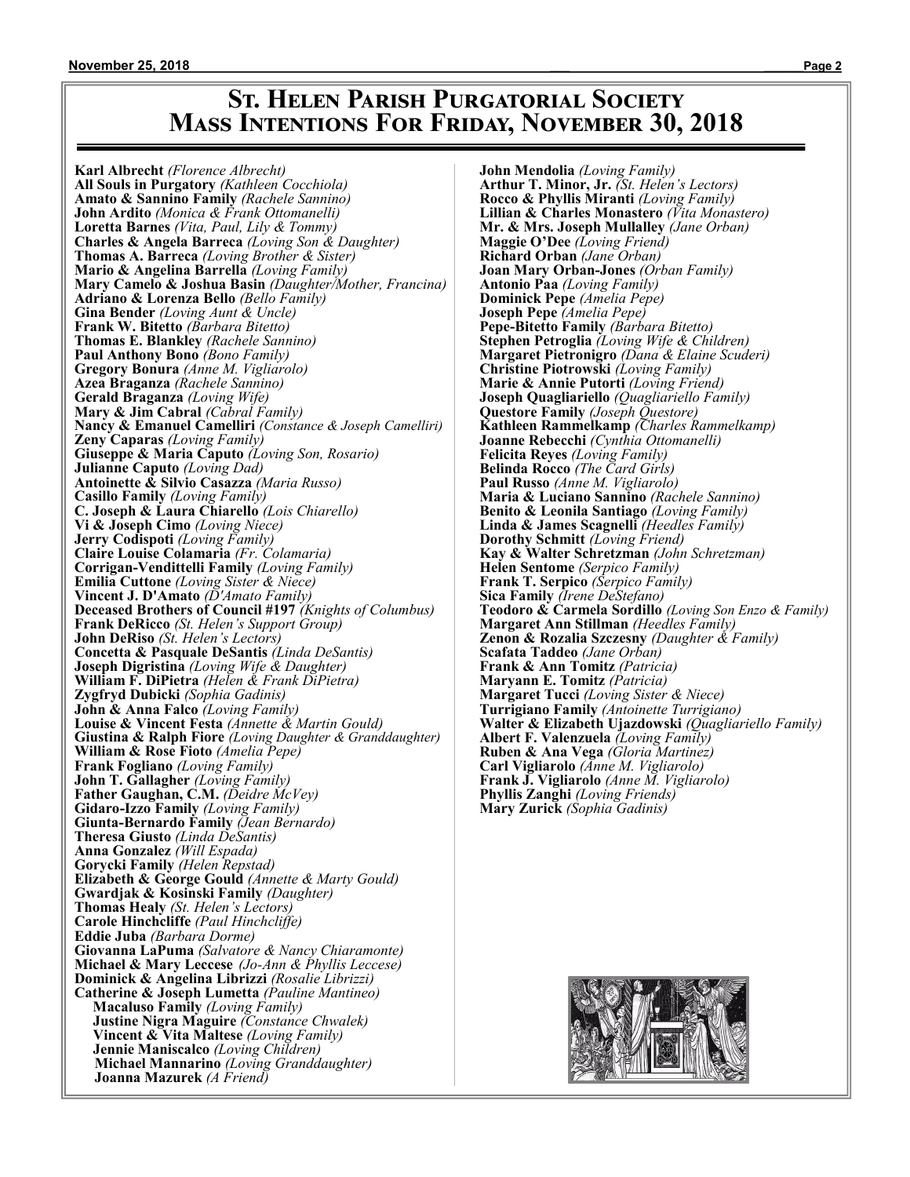# St. Helen Parish Purgatorial Society
## Mass Intentions For Friday, November 30, 2018

**Karl Albrecht** *(Florence Albrecht)*
**All Souls in Purgatory** *(Kathleen Cocchiola)*
**Amato & Sannino Family** *(Rachele Sannino)*
**John Ardito** *(Monica & Frank Ottomanelli)*
**Loretta Barnes** *(Vita, Paul, Lily & Tommy)*
**Charles & Angela Barreca** *(Loving Son & Daughter)*
**Thomas A. Barreca** *(Loving Brother & Sister)*
**Mario & Angelina Barrella** *(Loving Family)*
**Mary Camelo & Joshua Basin** *(Daughter/Mother, Francina)*
**Adriano & Lorenza Bello** *(Bello Family)*
**Gina Bender** *(Loving Aunt & Uncle)*
**Frank W. Bitetto** *(Barbara Bitetto)*
**Thomas E. Blankley** *(Rachele Sannino)*
**Paul Anthony Bono** *(Bono Family)*
**Gregory Bonura** *(Anne M. Vigliarolo)*
**Azea Braganza** *(Rachele Sannino)*
**Gerald Braganza** *(Loving Wife)*
**Mary & Jim Cabral** *(Cabral Family)*
**Nancy & Emanuel Camelliri** *(Constance & Joseph Camelliri)*
**Zeny Caparas** *(Loving Family)*
**Giuseppe & Maria Caputo** *(Loving Son, Rosario)*
**Julianne Caputo** *(Loving Dad)*
**Antoinette & Silvio Casazza** *(Maria Russo)*
**Casillo Family** *(Loving Family)*
**C. Joseph & Laura Chiarello** *(Lois Chiarello)*
**Vi & Joseph Cimo** *(Loving Niece)*
**Jerry Codispoti** *(Loving Family)*
**Claire Louise Colamaria** *(Fr. Colamaria)*
**Corrigan-Vendittelli Family** *(Loving Family)*
**Emilia Cuttone** *(Loving Sister & Niece)*
**Vincent J. D'Amato** *(D'Amato Family)*
**Deceased Brothers of Council #197** *(Knights of Columbus)*
**Frank DeRicco** *(St. Helen's Support Group)*
**John DeRiso** *(St. Helen's Lectors)*
**Concetta & Pasquale DeSantis** *(Linda DeSantis)*
**Joseph Digristina** *(Loving Wife & Daughter)*
**William F. DiPietra** *(Helen & Frank DiPietra)*
**Zygfryd Dubicki** *(Sophia Gadinis)*
**John & Anna Falco** *(Loving Family)*
**Louise & Vincent Festa** *(Annette & Martin Gould)*
**Giustina & Ralph Fiore** *(Loving Daughter & Granddaughter)*
**William & Rose Fioto** *(Amelia Pepe)*
**Frank Fogliano** *(Loving Family)*
**John T. Gallagher** *(Loving Family)*
**Father Gaughan, C.M.** *(Deidre McVey)*
**Gidaro-Izzo Family** *(Loving Family)*
**Giunta-Bernardo Family** *(Jean Bernardo)*
**Theresa Giusto** *(Linda DeSantis)*
**Anna Gonzalez** *(Will Espada)*
**Gorycki Family** *(Helen Repstad)*
**Elizabeth & George Gould** *(Annette & Marty Gould)*
**Gwardjak & Kosinski Family** *(Daughter)*
**Thomas Healy** *(St. Helen's Lectors)*
**Carole Hinchcliffe** *(Paul Hinchcliffe)*
**Eddie Juba** *(Barbara Dorme)*
**Giovanna LaPuma** *(Salvatore & Nancy Chiaramonte)*
**Michael & Mary Leccese** *(Jo-Ann & Phyllis Leccese)*
**Dominick & Angelina Librizzi** *(Rosalie Librizzi)*
**Catherine & Joseph Lumetta** *(Pauline Mantineo)*
**Macaluso Family** *(Loving Family)*
**Justine Nigra Maguire** *(Constance Chwalek)*
**Vincent & Vita Maltese** *(Loving Family)*
**Jennie Maniscalco** *(Loving Children)*
**Michael Mannarino** *(Loving Granddaughter)*
**Joanna Mazurek** *(A Friend)*
**John Mendolia** *(Loving Family)*
**Arthur T. Minor, Jr.** *(St. Helen's Lectors)*
**Rocco & Phyllis Miranti** *(Loving Family)*
**Lillian & Charles Monastero** *(Vita Monastero)*
**Mr. & Mrs. Joseph Mullalley** *(Jane Orban)*
**Maggie O'Dee** *(Loving Friend)*
**Richard Orban** *(Jane Orban)*
**Joan Mary Orban-Jones** *(Orban Family)*
**Antonio Paa** *(Loving Family)*
**Dominick Pepe** *(Amelia Pepe)*
**Joseph Pepe** *(Amelia Pepe)*
**Pepe-Bitetto Family** *(Barbara Bitetto)*
**Stephen Petroglia** *(Loving Wife & Children)*
**Margaret Pietronigro** *(Dana & Elaine Scuderi)*
**Christine Piotrowski** *(Loving Family)*
**Marie & Annie Putorti** *(Loving Friend)*
**Joseph Quagliariello** *(Quagliariello Family)*
**Questore Family** *(Joseph Questore)*
**Kathleen Rammelkamp** *(Charles Rammelkamp)*
**Joanne Rebecchi** *(Cynthia Ottomanelli)*
**Felicita Reyes** *(Loving Family)*
**Belinda Rocco** *(The Card Girls)*
**Paul Russo** *(Anne M. Vigliarolo)*
**Maria & Luciano Sannino** *(Rachele Sannino)*
**Benito & Leonila Santiago** *(Loving Family)*
**Linda & James Scagnelli** *(Heedles Family)*
**Dorothy Schmitt** *(Loving Friend)*
**Kay & Walter Schretzman** *(John Schretzman)*
**Helen Sentome** *(Serpico Family)*
**Frank T. Serpico** *(Serpico Family)*
**Sica Family** *(Irene DeStefano)*
**Teodoro & Carmela Sordillo** *(Loving Son Enzo & Family)*
**Margaret Ann Stillman** *(Heedles Family)*
**Zenon & Rozalia Szczesny** *(Daughter & Family)*
**Scafata Taddeo** *(Jane Orban)*
**Frank & Ann Tomitz** *(Patricia)*
**Maryann E. Tomitz** *(Patricia)*
**Margaret Tucci** *(Loving Sister & Niece)*
**Turrigiano Family** *(Antoinette Turrigiano)*
**Walter & Elizabeth Ujazdowski** *(Quagliariello Family)*
**Albert F. Valenzuela** *(Loving Family)*
**Ruben & Ana Vega** *(Gloria Martinez)*
**Carl Vigliarolo** *(Anne M. Vigliarolo)*
**Frank J. Vigliarolo** *(Anne M. Vigliarolo)*
**Phyllis Zanghi** *(Loving Friends)*
**Mary Zurick** *(Sophia Gadinis)*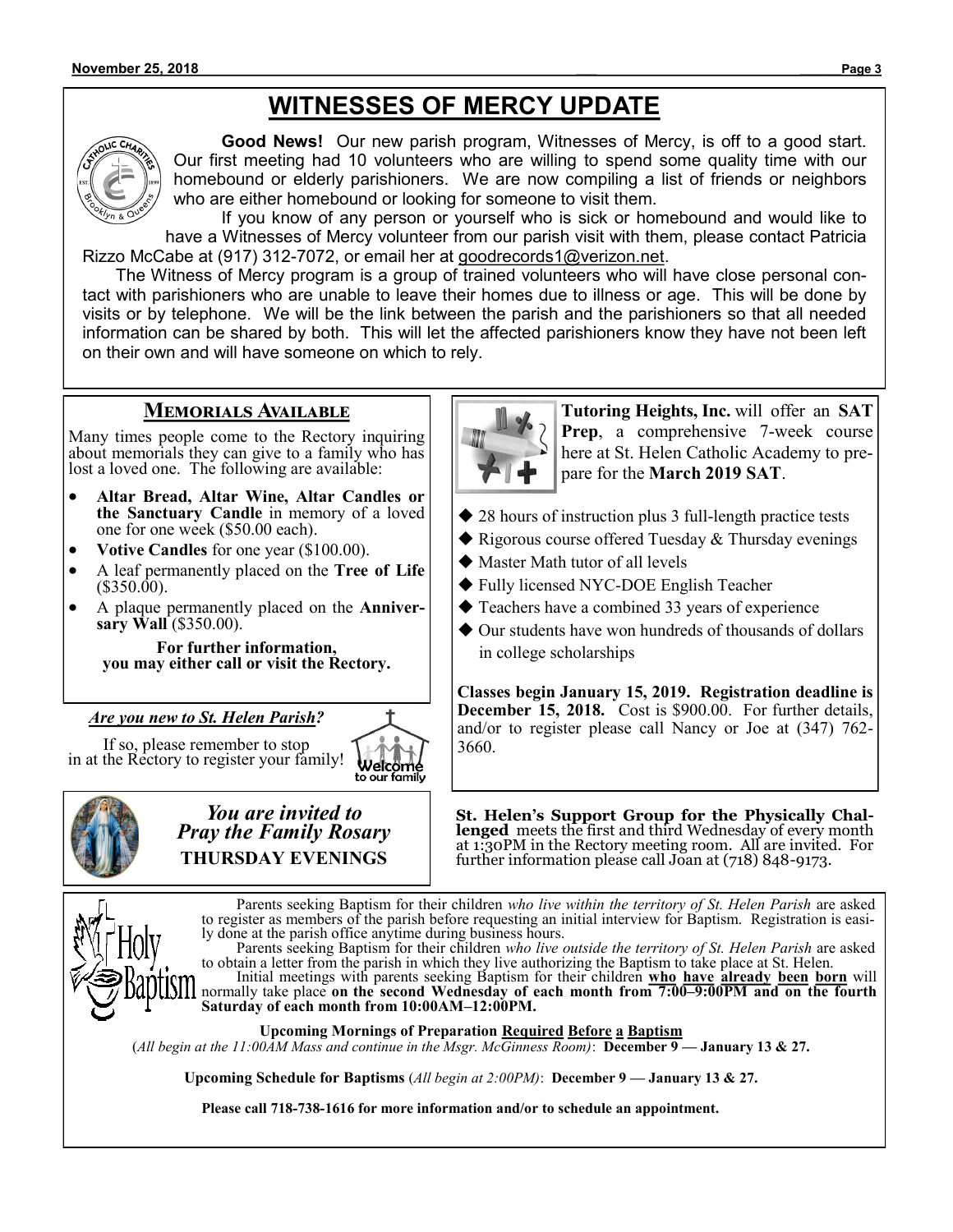# WITNESSES OF MERCY UPDATE

**Good News!** Our new parish program, Witnesses of Mercy, is off to a good start. Our first meeting had 10 volunteers who are willing to spend some quality time with our homebound or elderly parishioners. We are now compiling a list of friends or neighbors who are either homebound or looking for someone to visit them.

If you know of any person or yourself who is sick or homebound and would like to have a Witnesses of Mercy volunteer from our parish visit with them, please contact Patricia Rizzo McCabe at (917) 312-7072, or email her at goodrecords1@verizon.net.

The Witness of Mercy program is a group of trained volunteers who will have close personal contact with parishioners who are unable to leave their homes due to illness or age. This will be done by visits or by telephone. We will be the link between the parish and the parishioners so that all needed information can be shared by both. This will let the affected parishioners know they have not been left on their own and will have someone on which to rely.

## Memorials Available

Many times people come to the Rectory inquiring about memorials they can give to a family who has lost a loved one. The following are available:

- **Altar Bread, Altar Wine, Altar Candles or the Sanctuary Candle** in memory of a loved one for one week ($50.00 each).
- **Votive Candles** for one year ($100.00).
- A leaf permanently placed on the **Tree of Life** ($350.00).
- A plaque permanently placed on the **Anniversary Wall** ($350.00).

**For further information, you may either call or visit the Rectory.**

***Are you new to St. Helen Parish?***

If so, please remember to stop in at the Rectory to register your family!

Welcome to our family

***You are invited to Pray the Family Rosary***
**THURSDAY EVENINGS**

**Tutoring Heights, Inc.** will offer an **SAT Prep**, a comprehensive 7-week course here at St. Helen Catholic Academy to prepare for the **March 2019 SAT**.

- 28 hours of instruction plus 3 full-length practice tests
- Rigorous course offered Tuesday & Thursday evenings
- Master Math tutor of all levels
- Fully licensed NYC-DOE English Teacher
- Teachers have a combined 33 years of experience
- Our students have won hundreds of thousands of dollars in college scholarships

**Classes begin January 15, 2019. Registration deadline is December 15, 2018.** Cost is $900.00. For further details, and/or to register please call Nancy or Joe at (347) 762-3660.

**St. Helen's Support Group for the Physically Challenged** meets the first and third Wednesday of every month at 1:30PM in the Rectory meeting room. All are invited. For further information please call Joan at (718) 848-9173.

## Holy Baptism

Parents seeking Baptism for their children *who live within the territory of St. Helen Parish* are asked to register as members of the parish before requesting an initial interview for Baptism. Registration is easily done at the parish office anytime during business hours.

Parents seeking Baptism for their children *who live outside the territory of St. Helen Parish* are asked to obtain a letter from the parish in which they live authorizing the Baptism to take place at St. Helen.

Initial meetings with parents seeking Baptism for their children **who have already been born** will normally take place **on the second Wednesday of each month from 7:00–9:00PM and on the fourth Saturday of each month from 10:00AM–12:00PM.**

**Upcoming Mornings of Preparation Required Before a Baptism**
(*All begin at the 11:00AM Mass and continue in the Msgr. McGinness Room)*: **December 9 — January 13 & 27.**

**Upcoming Schedule for Baptisms** (*All begin at 2:00PM)*: **December 9 — January 13 & 27.**

**Please call 718-738-1616 for more information and/or to schedule an appointment.**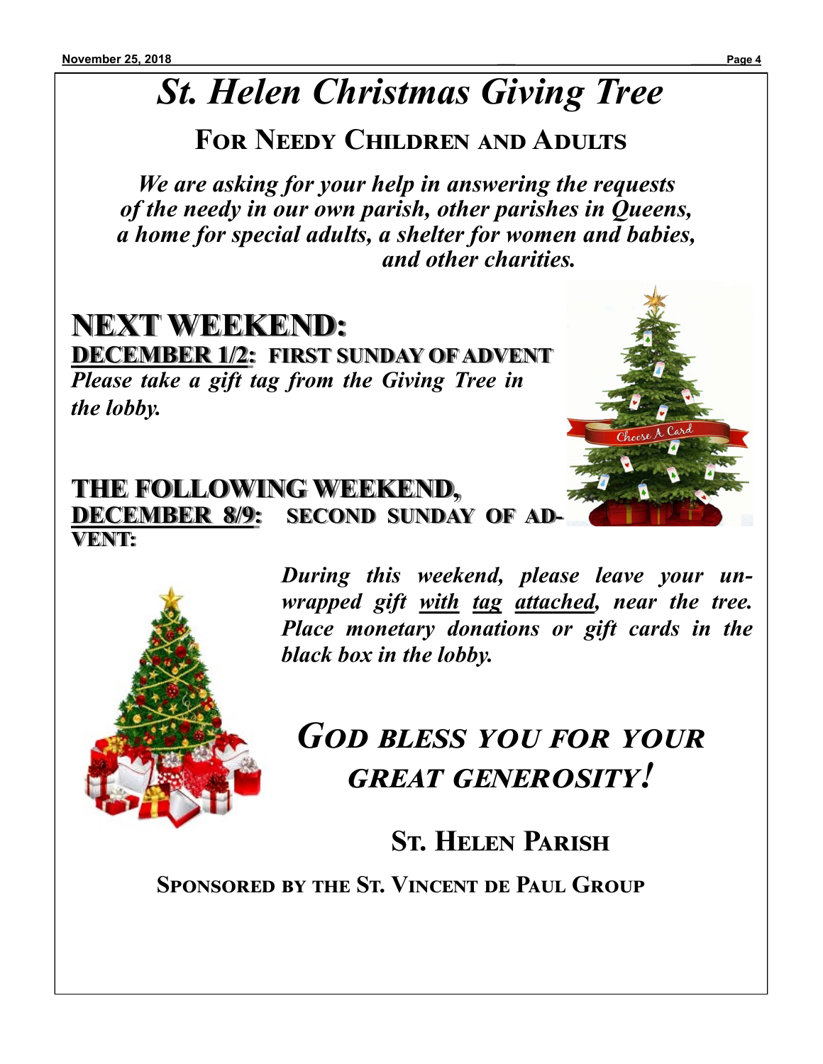# *St. Helen Christmas Giving Tree*

## For Needy Children and Adults

***We are asking for your help in answering the requests of the needy in our own parish, other parishes in Queens, a home for special adults, a shelter for women and babies, and other charities.***

## NEXT WEEKEND:

**DECEMBER 1/2: FIRST SUNDAY OF ADVENT**

***Please take a gift tag from the Giving Tree in the lobby.***

## THE FOLLOWING WEEKEND,

**DECEMBER 8/9: SECOND SUNDAY OF ADVENT:**

***During this weekend, please leave your unwrapped gift with tag attached, near the tree. Place monetary donations or gift cards in the black box in the lobby.***

## *God bless you for your great generosity!*

### St. Helen Parish

**Sponsored by the St. Vincent de Paul Group**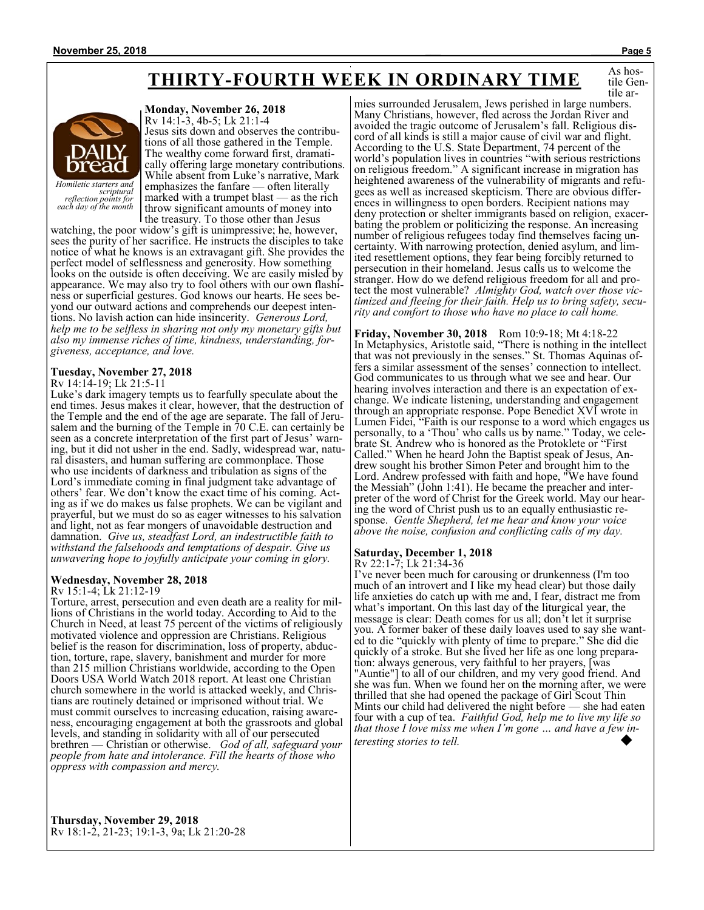# THIRTY-FOURTH WEEK IN ORDINARY TIME

DAILY bread

*Homiletic starters and scriptural reflection points for each day of the month*

**Monday, November 26, 2018**
Rv 14:1-3, 4b-5; Lk 21:1-4
Jesus sits down and observes the contributions of all those gathered in the Temple. The wealthy come forward first, dramatically offering large monetary contributions. While absent from Luke's narrative, Mark emphasizes the fanfare — often literally marked with a trumpet blast — as the rich throw significant amounts of money into the treasury. To those other than Jesus watching, the poor widow's gift is unimpressive; he, however, sees the purity of her sacrifice. He instructs the disciples to take notice of what he knows is an extravagant gift. She provides the perfect model of selflessness and generosity. How something looks on the outside is often deceiving. We are easily misled by appearance. We may also try to fool others with our own flashiness or superficial gestures. God knows our hearts. He sees beyond our outward actions and comprehends our deepest intentions. No lavish action can hide insincerity. *Generous Lord, help me to be selfless in sharing not only my monetary gifts but also my immense riches of time, kindness, understanding, forgiveness, acceptance, and love.*

**Tuesday, November 27, 2018**
Rv 14:14-19; Lk 21:5-11
Luke's dark imagery tempts us to fearfully speculate about the end times. Jesus makes it clear, however, that the destruction of the Temple and the end of the age are separate. The fall of Jerusalem and the burning of the Temple in 70 C.E. can certainly be seen as a concrete interpretation of the first part of Jesus' warning, but it did not usher in the end. Sadly, widespread war, natural disasters, and human suffering are commonplace. Those who use incidents of darkness and tribulation as signs of the Lord's immediate coming in final judgment take advantage of others' fear. We don't know the exact time of his coming. Acting as if we do makes us false prophets. We can be vigilant and prayerful, but we must do so as eager witnesses to his salvation and light, not as fear mongers of unavoidable destruction and damnation. *Give us, steadfast Lord, an indestructible faith to withstand the falsehoods and temptations of despair. Give us unwavering hope to joyfully anticipate your coming in glory.*

**Wednesday, November 28, 2018**
Rv 15:1-4; Lk 21:12-19
Torture, arrest, persecution and even death are a reality for millions of Christians in the world today. According to Aid to the Church in Need, at least 75 percent of the victims of religiously motivated violence and oppression are Christians. Religious belief is the reason for discrimination, loss of property, abduction, torture, rape, slavery, banishment and murder for more than 215 million Christians worldwide, according to the Open Doors USA World Watch 2018 report. At least one Christian church somewhere in the world is attacked weekly, and Christians are routinely detained or imprisoned without trial. We must commit ourselves to increasing education, raising awareness, encouraging engagement at both the grassroots and global levels, and standing in solidarity with all of our persecuted brethren — Christian or otherwise. *God of all, safeguard your people from hate and intolerance. Fill the hearts of those who oppress with compassion and mercy.*

**Thursday, November 29, 2018**
Rv 18:1-2, 21-23; 19:1-3, 9a; Lk 21:20-28
As hostile Gentile armies surrounded Jerusalem, Jews perished in large numbers. Many Christians, however, fled across the Jordan River and avoided the tragic outcome of Jerusalem's fall. Religious discord of all kinds is still a major cause of civil war and flight. According to the U.S. State Department, 74 percent of the world's population lives in countries "with serious restrictions on religious freedom." A significant increase in migration has heightened awareness of the vulnerability of migrants and refugees as well as increased skepticism. There are obvious differences in willingness to open borders. Recipient nations may deny protection or shelter immigrants based on religion, exacerbating the problem or politicizing the response. An increasing number of religious refugees today find themselves facing uncertainty. With narrowing protection, denied asylum, and limited resettlement options, they fear being forcibly returned to persecution in their homeland. Jesus calls us to welcome the stranger. How do we defend religious freedom for all and protect the most vulnerable? *Almighty God, watch over those victimized and fleeing for their faith. Help us to bring safety, security and comfort to those who have no place to call home.*

**Friday, November 30, 2018** Rom 10:9-18; Mt 4:18-22
In Metaphysics, Aristotle said, "There is nothing in the intellect that was not previously in the senses." St. Thomas Aquinas offers a similar assessment of the senses' connection to intellect. God communicates to us through what we see and hear. Our hearing involves interaction and there is an expectation of exchange. We indicate listening, understanding and engagement through an appropriate response. Pope Benedict XVI wrote in Lumen Fidei, "Faith is our response to a word which engages us personally, to a 'Thou' who calls us by name." Today, we celebrate St. Andrew who is honored as the Protoklete or "First Called." When he heard John the Baptist speak of Jesus, Andrew sought his brother Simon Peter and brought him to the Lord. Andrew professed with faith and hope, "We have found the Messiah" (John 1:41). He became the preacher and interpreter of the word of Christ for the Greek world. May our hearing the word of Christ push us to an equally enthusiastic response. *Gentle Shepherd, let me hear and know your voice above the noise, confusion and conflicting calls of my day.*

**Saturday, December 1, 2018**
Rv 22:1-7; Lk 21:34-36
I've never been much for carousing or drunkenness (I'm too much of an introvert and I like my head clear) but those daily life anxieties do catch up with me and, I fear, distract me from what's important. On this last day of the liturgical year, the message is clear: Death comes for us all; don't let it surprise you. A former baker of these daily loaves used to say she wanted to die "quickly with plenty of time to prepare." She did die quickly of a stroke. But she lived her life as one long preparation: always generous, very faithful to her prayers, [was "Auntie"] to all of our children, and my very good friend. And she was fun. When we found her on the morning after, we were thrilled that she had opened the package of Girl Scout Thin Mints our child had delivered the night before — she had eaten four with a cup of tea. *Faithful God, help me to live my life so that those I love miss me when I'm gone … and have a few interesting stories to tell.* ◆